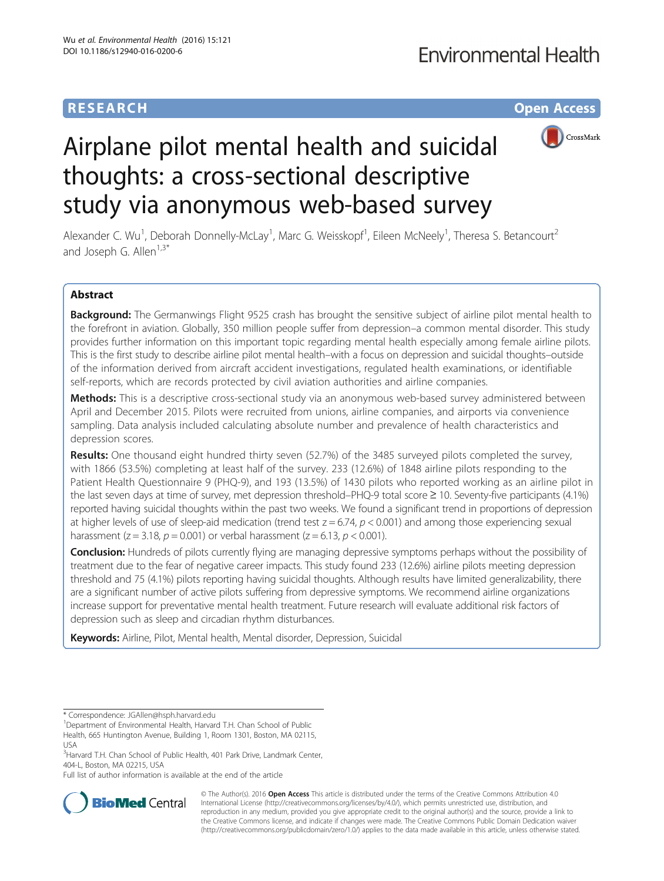# RESEARCH Open Access

# Airplane pilot mental health and suicidal thoughts: a cross-sectional descriptive study via anonymous web-based survey

Alexander C. Wu[1], Deborah Donnelly-McLay[1], Marc G. Weisskopf[1], Eileen McNeely[1], Theresa S. Betancourt[2] and Joseph G. Allen[1,3*]

## Abstract

**Background:** The Germanwings Flight 9525 crash has brought the sensitive subject of airline pilot mental health to the forefront in aviation. Globally, 350 million people suffer from depression–a common mental disorder. This study provides further information on this important topic regarding mental health especially among female airline pilots. This is the first study to describe airline pilot mental health–with a focus on depression and suicidal thoughts–outside of the information derived from aircraft accident investigations, regulated health examinations, or identifiable self-reports, which are records protected by civil aviation authorities and airline companies.

**Methods:** This is a descriptive cross-sectional study via an anonymous web-based survey administered between April and December 2015. Pilots were recruited from unions, airline companies, and airports via convenience sampling. Data analysis included calculating absolute number and prevalence of health characteristics and depression scores.

**Results:** One thousand eight hundred thirty seven (52.7%) of the 3485 surveyed pilots completed the survey, with 1866 (53.5%) completing at least half of the survey. 233 (12.6%) of 1848 airline pilots responding to the Patient Health Questionnaire 9 (PHQ-9), and 193 (13.5%) of 1430 pilots who reported working as an airline pilot in the last seven days at time of survey, met depression threshold–PHQ-9 total score ≥ 10. Seventy-five participants (4.1%) reported having suicidal thoughts within the past two weeks. We found a significant trend in proportions of depression at higher levels of use of sleep-aid medication (trend test $z = 6.74$, $p < 0.001$) and among those experiencing sexual harassment ($z = 3.18$, $p = 0.001$) or verbal harassment ($z = 6.13$, $p < 0.001$).

**Conclusion:** Hundreds of pilots currently flying are managing depressive symptoms perhaps without the possibility of treatment due to the fear of negative career impacts. This study found 233 (12.6%) airline pilots meeting depression threshold and 75 (4.1%) pilots reporting having suicidal thoughts. Although results have limited generalizability, there are a significant number of active pilots suffering from depressive symptoms. We recommend airline organizations increase support for preventative mental health treatment. Future research will evaluate additional risk factors of depression such as sleep and circadian rhythm disturbances.

**Keywords:** Airline, Pilot, Mental health, Mental disorder, Depression, Suicidal

---

\* Correspondence: JGAllen@hsph.harvard.edu

[1]Department of Environmental Health, Harvard T.H. Chan School of Public Health, 665 Huntington Avenue, Building 1, Room 1301, Boston, MA 02115, USA

[3]Harvard T.H. Chan School of Public Health, 401 Park Drive, Landmark Center, 404-L, Boston, MA 02215, USA

Full list of author information is available at the end of the article

© The Author(s). 2016 **Open Access** This article is distributed under the terms of the Creative Commons Attribution 4.0 International License (http://creativecommons.org/licenses/by/4.0/), which permits unrestricted use, distribution, and reproduction in any medium, provided you give appropriate credit to the original author(s) and the source, provide a link to the Creative Commons license, and indicate if changes were made. The Creative Commons Public Domain Dedication waiver (http://creativecommons.org/publicdomain/zero/1.0/) applies to the data made available in this article, unless otherwise stated.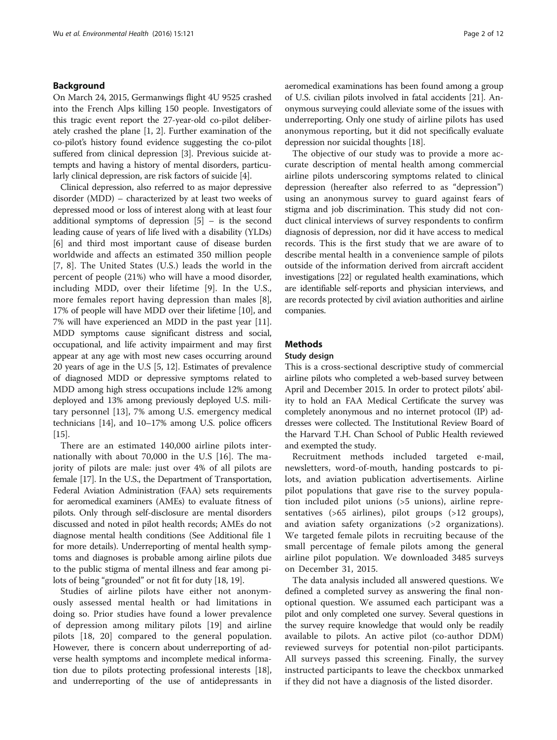## Background

On March 24, 2015, Germanwings flight 4U 9525 crashed into the French Alps killing 150 people. Investigators of this tragic event report the 27-year-old co-pilot deliberately crashed the plane [1, 2]. Further examination of the co-pilot's history found evidence suggesting the co-pilot suffered from clinical depression [3]. Previous suicide attempts and having a history of mental disorders, particularly clinical depression, are risk factors of suicide [4].

Clinical depression, also referred to as major depressive disorder (MDD) – characterized by at least two weeks of depressed mood or loss of interest along with at least four additional symptoms of depression [5] – is the second leading cause of years of life lived with a disability (YLDs) [6] and third most important cause of disease burden worldwide and affects an estimated 350 million people [7, 8]. The United States (U.S.) leads the world in the percent of people (21%) who will have a mood disorder, including MDD, over their lifetime [9]. In the U.S., more females report having depression than males [8], 17% of people will have MDD over their lifetime [10], and 7% will have experienced an MDD in the past year [11]. MDD symptoms cause significant distress and social, occupational, and life activity impairment and may first appear at any age with most new cases occurring around 20 years of age in the U.S [5, 12]. Estimates of prevalence of diagnosed MDD or depressive symptoms related to MDD among high stress occupations include 12% among deployed and 13% among previously deployed U.S. military personnel [13], 7% among U.S. emergency medical technicians [14], and 10–17% among U.S. police officers [15].

There are an estimated 140,000 airline pilots internationally with about 70,000 in the U.S [16]. The majority of pilots are male: just over 4% of all pilots are female [17]. In the U.S., the Department of Transportation, Federal Aviation Administration (FAA) sets requirements for aeromedical examiners (AMEs) to evaluate fitness of pilots. Only through self-disclosure are mental disorders discussed and noted in pilot health records; AMEs do not diagnose mental health conditions (See Additional file 1 for more details). Underreporting of mental health symptoms and diagnoses is probable among airline pilots due to the public stigma of mental illness and fear among pilots of being "grounded" or not fit for duty [18, 19].

Studies of airline pilots have either not anonymously assessed mental health or had limitations in doing so. Prior studies have found a lower prevalence of depression among military pilots [19] and airline pilots [18, 20] compared to the general population. However, there is concern about underreporting of adverse health symptoms and incomplete medical information due to pilots protecting professional interests [18], and underreporting of the use of antidepressants in aeromedical examinations has been found among a group of U.S. civilian pilots involved in fatal accidents [21]. Anonymous surveying could alleviate some of the issues with underreporting. Only one study of airline pilots has used anonymous reporting, but it did not specifically evaluate depression nor suicidal thoughts [18].

The objective of our study was to provide a more accurate description of mental health among commercial airline pilots underscoring symptoms related to clinical depression (hereafter also referred to as "depression") using an anonymous survey to guard against fears of stigma and job discrimination. This study did not conduct clinical interviews of survey respondents to confirm diagnosis of depression, nor did it have access to medical records. This is the first study that we are aware of to describe mental health in a convenience sample of pilots outside of the information derived from aircraft accident investigations [22] or regulated health examinations, which are identifiable self-reports and physician interviews, and are records protected by civil aviation authorities and airline companies.

## Methods

### Study design

This is a cross-sectional descriptive study of commercial airline pilots who completed a web-based survey between April and December 2015. In order to protect pilots' ability to hold an FAA Medical Certificate the survey was completely anonymous and no internet protocol (IP) addresses were collected. The Institutional Review Board of the Harvard T.H. Chan School of Public Health reviewed and exempted the study.

Recruitment methods included targeted e-mail, newsletters, word-of-mouth, handing postcards to pilots, and aviation publication advertisements. Airline pilot populations that gave rise to the survey population included pilot unions (>5 unions), airline representatives (>65 airlines), pilot groups (>12 groups), and aviation safety organizations (>2 organizations). We targeted female pilots in recruiting because of the small percentage of female pilots among the general airline pilot population. We downloaded 3485 surveys on December 31, 2015.

The data analysis included all answered questions. We defined a completed survey as answering the final non-optional question. We assumed each participant was a pilot and only completed one survey. Several questions in the survey require knowledge that would only be readily available to pilots. An active pilot (co-author DDM) reviewed surveys for potential non-pilot participants. All surveys passed this screening. Finally, the survey instructed participants to leave the checkbox unmarked if they did not have a diagnosis of the listed disorder.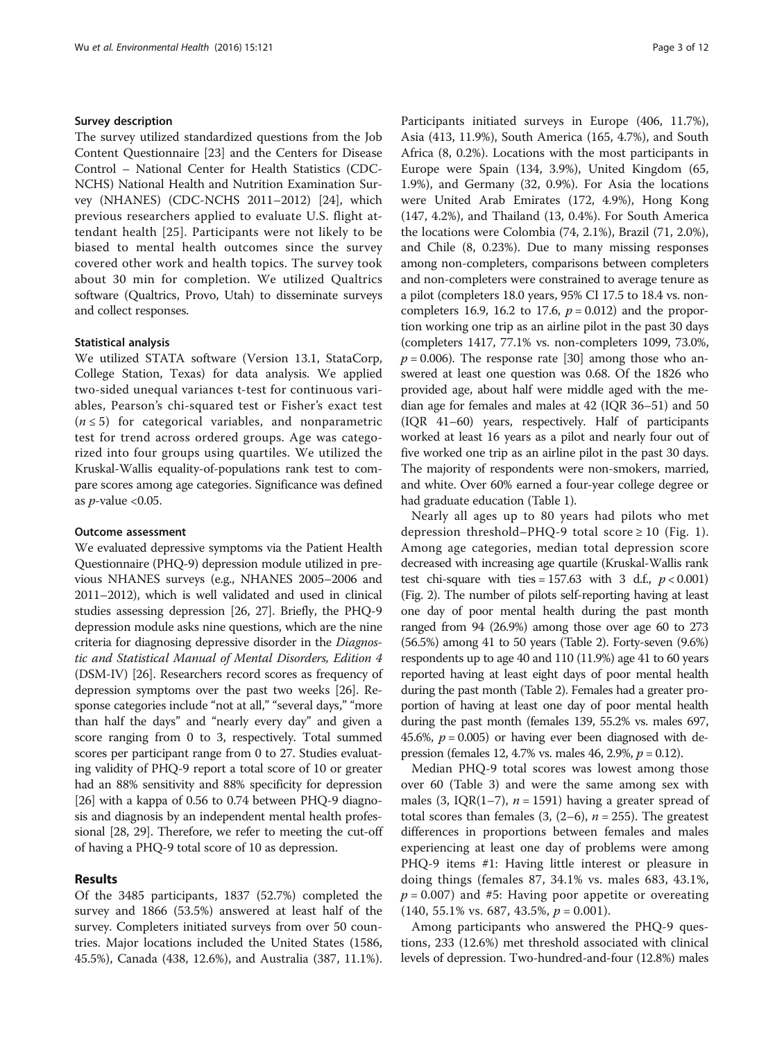### Survey description

The survey utilized standardized questions from the Job Content Questionnaire [23] and the Centers for Disease Control – National Center for Health Statistics (CDC-NCHS) National Health and Nutrition Examination Survey (NHANES) (CDC-NCHS 2011–2012) [24], which previous researchers applied to evaluate U.S. flight attendant health [25]. Participants were not likely to be biased to mental health outcomes since the survey covered other work and health topics. The survey took about 30 min for completion. We utilized Qualtrics software (Qualtrics, Provo, Utah) to disseminate surveys and collect responses.

### Statistical analysis

We utilized STATA software (Version 13.1, StataCorp, College Station, Texas) for data analysis. We applied two-sided unequal variances t-test for continuous variables, Pearson's chi-squared test or Fisher's exact test ($n \leq 5$) for categorical variables, and nonparametric test for trend across ordered groups. Age was categorized into four groups using quartiles. We utilized the Kruskal-Wallis equality-of-populations rank test to compare scores among age categories. Significance was defined as $p$-value <0.05.

### Outcome assessment

We evaluated depressive symptoms via the Patient Health Questionnaire (PHQ-9) depression module utilized in previous NHANES surveys (e.g., NHANES 2005–2006 and 2011–2012), which is well validated and used in clinical studies assessing depression [26, 27]. Briefly, the PHQ-9 depression module asks nine questions, which are the nine criteria for diagnosing depressive disorder in the *Diagnostic and Statistical Manual of Mental Disorders, Edition 4* (DSM-IV) [26]. Researchers record scores as frequency of depression symptoms over the past two weeks [26]. Response categories include "not at all," "several days," "more than half the days" and "nearly every day" and given a score ranging from 0 to 3, respectively. Total summed scores per participant range from 0 to 27. Studies evaluating validity of PHQ-9 report a total score of 10 or greater had an 88% sensitivity and 88% specificity for depression [26] with a kappa of 0.56 to 0.74 between PHQ-9 diagnosis and diagnosis by an independent mental health professional [28, 29]. Therefore, we refer to meeting the cut-off of having a PHQ-9 total score of 10 as depression.

## Results

Of the 3485 participants, 1837 (52.7%) completed the survey and 1866 (53.5%) answered at least half of the survey. Completers initiated surveys from over 50 countries. Major locations included the United States (1586, 45.5%), Canada (438, 12.6%), and Australia (387, 11.1%). Participants initiated surveys in Europe (406, 11.7%), Asia (413, 11.9%), South America (165, 4.7%), and South Africa (8, 0.2%). Locations with the most participants in Europe were Spain (134, 3.9%), United Kingdom (65, 1.9%), and Germany (32, 0.9%). For Asia the locations were United Arab Emirates (172, 4.9%), Hong Kong (147, 4.2%), and Thailand (13, 0.4%). For South America the locations were Colombia (74, 2.1%), Brazil (71, 2.0%), and Chile (8, 0.23%). Due to many missing responses among non-completers, comparisons between completers and non-completers were constrained to average tenure as a pilot (completers 18.0 years, 95% CI 17.5 to 18.4 vs. non-completers 16.9, 16.2 to 17.6, $p = 0.012$) and the proportion working one trip as an airline pilot in the past 30 days (completers 1417, 77.1% vs. non-completers 1099, 73.0%, $p = 0.006$). The response rate [30] among those who answered at least one question was 0.68. Of the 1826 who provided age, about half were middle aged with the median age for females and males at 42 (IQR 36–51) and 50 (IQR 41–60) years, respectively. Half of participants worked at least 16 years as a pilot and nearly four out of five worked one trip as an airline pilot in the past 30 days. The majority of respondents were non-smokers, married, and white. Over 60% earned a four-year college degree or had graduate education (Table 1).

Nearly all ages up to 80 years had pilots who met depression threshold–PHQ-9 total score ≥ 10 (Fig. 1). Among age categories, median total depression score decreased with increasing age quartile (Kruskal-Wallis rank test chi-square with ties = 157.63 with 3 d.f., $p < 0.001$) (Fig. 2). The number of pilots self-reporting having at least one day of poor mental health during the past month ranged from 94 (26.9%) among those over age 60 to 273 (56.5%) among 41 to 50 years (Table 2). Forty-seven (9.6%) respondents up to age 40 and 110 (11.9%) age 41 to 60 years reported having at least eight days of poor mental health during the past month (Table 2). Females had a greater proportion of having at least one day of poor mental health during the past month (females 139, 55.2% vs. males 697, 45.6%, $p = 0.005$) or having ever been diagnosed with depression (females 12, 4.7% vs. males 46, 2.9%, $p = 0.12$).

Median PHQ-9 total scores was lowest among those over 60 (Table 3) and were the same among sex with males (3, IQR(1–7), $n = 1591$) having a greater spread of total scores than females (3, (2–6), $n = 255$). The greatest differences in proportions between females and males experiencing at least one day of problems were among PHQ-9 items #1: Having little interest or pleasure in doing things (females 87, 34.1% vs. males 683, 43.1%, $p = 0.007$) and #5: Having poor appetite or overeating (140, 55.1% vs. 687, 43.5%, $p = 0.001$).

Among participants who answered the PHQ-9 questions, 233 (12.6%) met threshold associated with clinical levels of depression. Two-hundred-and-four (12.8%) males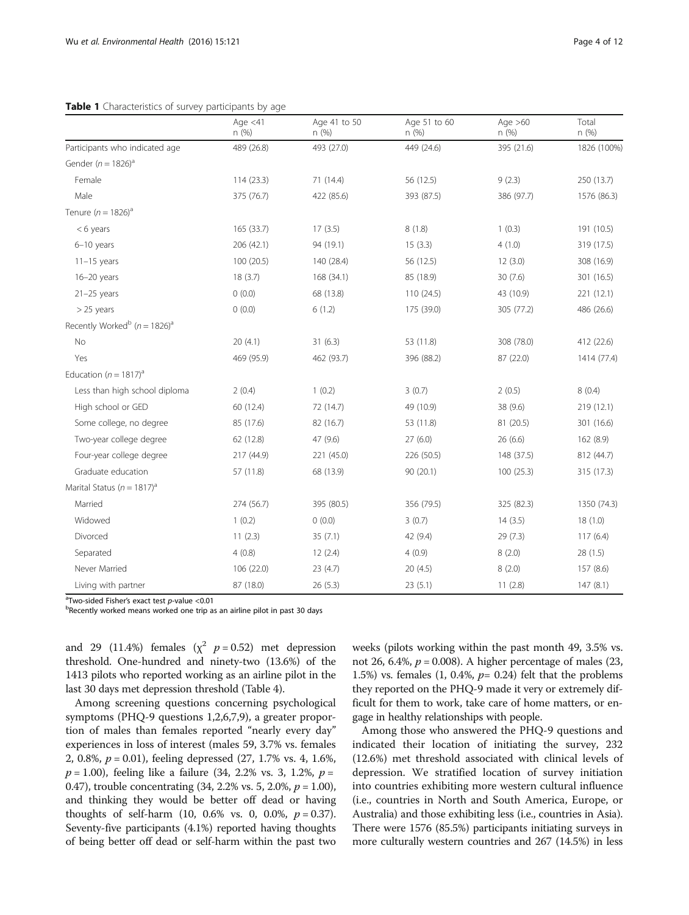**Table 1** Characteristics of survey participants by age

| | Age <41 n (%) | Age 41 to 50 n (%) | Age 51 to 60 n (%) | Age >60 n (%) | Total n (%) |
|---|---|---|---|---|---|
| Participants who indicated age | 489 (26.8) | 493 (27.0) | 449 (24.6) | 395 (21.6) | 1826 (100%) |
| Gender ($n = 1826$)[a] | | | | | |
| Female | 114 (23.3) | 71 (14.4) | 56 (12.5) | 9 (2.3) | 250 (13.7) |
| Male | 375 (76.7) | 422 (85.6) | 393 (87.5) | 386 (97.7) | 1576 (86.3) |
| Tenure ($n = 1826$)[a] | | | | | |
| < 6 years | 165 (33.7) | 17 (3.5) | 8 (1.8) | 1 (0.3) | 191 (10.5) |
| 6–10 years | 206 (42.1) | 94 (19.1) | 15 (3.3) | 4 (1.0) | 319 (17.5) |
| 11–15 years | 100 (20.5) | 140 (28.4) | 56 (12.5) | 12 (3.0) | 308 (16.9) |
| 16–20 years | 18 (3.7) | 168 (34.1) | 85 (18.9) | 30 (7.6) | 301 (16.5) |
| 21–25 years | 0 (0.0) | 68 (13.8) | 110 (24.5) | 43 (10.9) | 221 (12.1) |
| > 25 years | 0 (0.0) | 6 (1.2) | 175 (39.0) | 305 (77.2) | 486 (26.6) |
| Recently Worked[b] ($n = 1826$)[a] | | | | | |
| No | 20 (4.1) | 31 (6.3) | 53 (11.8) | 308 (78.0) | 412 (22.6) |
| Yes | 469 (95.9) | 462 (93.7) | 396 (88.2) | 87 (22.0) | 1414 (77.4) |
| Education ($n = 1817$)[a] | | | | | |
| Less than high school diploma | 2 (0.4) | 1 (0.2) | 3 (0.7) | 2 (0.5) | 8 (0.4) |
| High school or GED | 60 (12.4) | 72 (14.7) | 49 (10.9) | 38 (9.6) | 219 (12.1) |
| Some college, no degree | 85 (17.6) | 82 (16.7) | 53 (11.8) | 81 (20.5) | 301 (16.6) |
| Two-year college degree | 62 (12.8) | 47 (9.6) | 27 (6.0) | 26 (6.6) | 162 (8.9) |
| Four-year college degree | 217 (44.9) | 221 (45.0) | 226 (50.5) | 148 (37.5) | 812 (44.7) |
| Graduate education | 57 (11.8) | 68 (13.9) | 90 (20.1) | 100 (25.3) | 315 (17.3) |
| Marital Status ($n = 1817$)[a] | | | | | |
| Married | 274 (56.7) | 395 (80.5) | 356 (79.5) | 325 (82.3) | 1350 (74.3) |
| Widowed | 1 (0.2) | 0 (0.0) | 3 (0.7) | 14 (3.5) | 18 (1.0) |
| Divorced | 11 (2.3) | 35 (7.1) | 42 (9.4) | 29 (7.3) | 117 (6.4) |
| Separated | 4 (0.8) | 12 (2.4) | 4 (0.9) | 8 (2.0) | 28 (1.5) |
| Never Married | 106 (22.0) | 23 (4.7) | 20 (4.5) | 8 (2.0) | 157 (8.6) |
| Living with partner | 87 (18.0) | 26 (5.3) | 23 (5.1) | 11 (2.8) | 147 (8.1) |

[a]Two-sided Fisher's exact test p-value <0.01
[b]Recently worked means worked one trip as an airline pilot in past 30 days

and 29 (11.4%) females ($\chi^2$ $p = 0.52$) met depression threshold. One-hundred and ninety-two (13.6%) of the 1413 pilots who reported working as an airline pilot in the last 30 days met depression threshold (Table 4).

Among screening questions concerning psychological symptoms (PHQ-9 questions 1,2,6,7,9), a greater proportion of males than females reported "nearly every day" experiences in loss of interest (males 59, 3.7% vs. females 2, 0.8%, $p = 0.01$), feeling depressed (27, 1.7% vs. 4, 1.6%, $p = 1.00$), feeling like a failure (34, 2.2% vs. 3, 1.2%, $p = 0.47$), trouble concentrating (34, 2.2% vs. 5, 2.0%, $p = 1.00$), and thinking they would be better off dead or having thoughts of self-harm (10, 0.6% vs. 0, 0.0%, $p = 0.37$). Seventy-five participants (4.1%) reported having thoughts of being better off dead or self-harm within the past two weeks (pilots working within the past month 49, 3.5% vs. not 26, 6.4%, $p = 0.008$). A higher percentage of males (23, 1.5%) vs. females (1, 0.4%, $p = 0.24$) felt that the problems they reported on the PHQ-9 made it very or extremely difficult for them to work, take care of home matters, or engage in healthy relationships with people.

Among those who answered the PHQ-9 questions and indicated their location of initiating the survey, 232 (12.6%) met threshold associated with clinical levels of depression. We stratified location of survey initiation into countries exhibiting more western cultural influence (i.e., countries in North and South America, Europe, or Australia) and those exhibiting less (i.e., countries in Asia). There were 1576 (85.5%) participants initiating surveys in more culturally western countries and 267 (14.5%) in less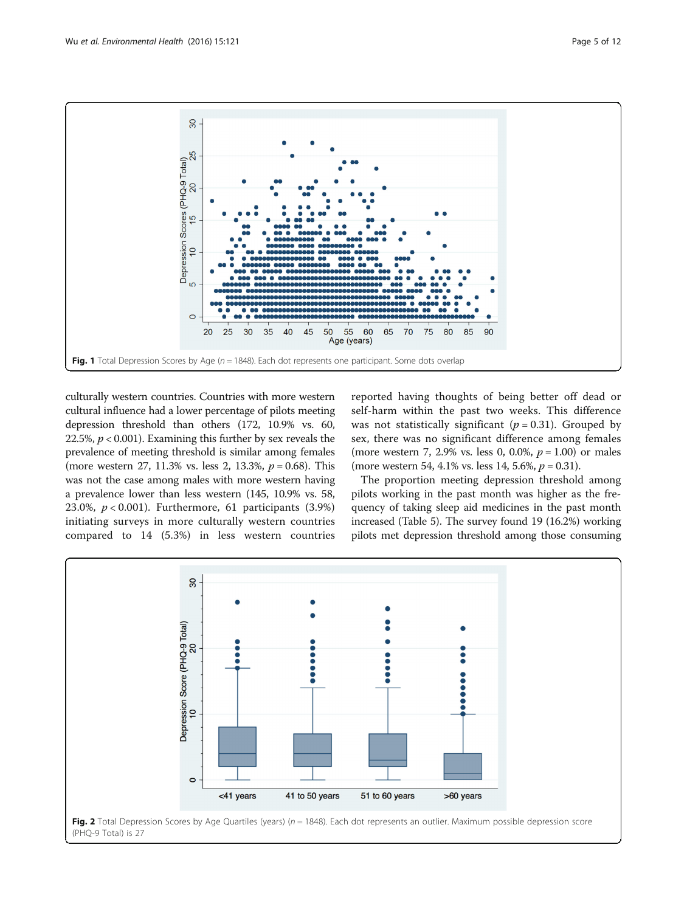Fig. 1 Total Depression Scores by Age ($n = 1848$). Each dot represents one participant. Some dots overlap

culturally western countries. Countries with more western cultural influence had a lower percentage of pilots meeting depression threshold than others (172, 10.9% vs. 60, 22.5%, $p < 0.001$). Examining this further by sex reveals the prevalence of meeting threshold is similar among females (more western 27, 11.3% vs. less 2, 13.3%, $p = 0.68$). This was not the case among males with more western having a prevalence lower than less western (145, 10.9% vs. 58, 23.0%, $p < 0.001$). Furthermore, 61 participants (3.9%) initiating surveys in more culturally western countries compared to 14 (5.3%) in less western countries reported having thoughts of being better off dead or self-harm within the past two weeks. This difference was not statistically significant ($p = 0.31$). Grouped by sex, there was no significant difference among females (more western 7, 2.9% vs. less 0, 0.0%, $p = 1.00$) or males (more western 54, 4.1% vs. less 14, 5.6%, $p = 0.31$).

The proportion meeting depression threshold among pilots working in the past month was higher as the frequency of taking sleep aid medicines in the past month increased (Table 5). The survey found 19 (16.2%) working pilots met depression threshold among those consuming

Fig. 2 Total Depression Scores by Age Quartiles (years) ($n = 1848$). Each dot represents an outlier. Maximum possible depression score (PHQ-9 Total) is 27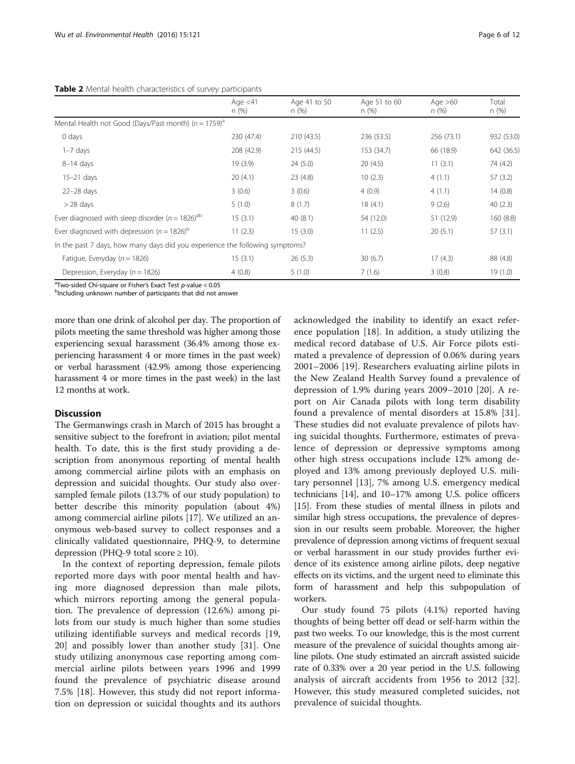**Table 2** Mental health characteristics of survey participants

| | Age <41<br>n (%) | Age 41 to 50<br>n (%) | Age 51 to 60<br>n (%) | Age >60<br>n (%) | Total<br>n (%) |
|---|---|---|---|---|---|
| Mental Health not Good (Days/Past month) ($n = 1759$)[a] | | | | | |
| 0 days | 230 (47.4) | 210 (43.5) | 236 (53.5) | 256 (73.1) | 932 (53.0) |
| 1–7 days | 208 (42.9) | 215 (44.5) | 153 (34.7) | 66 (18.9) | 642 (36.5) |
| 8–14 days | 19 (3.9) | 24 (5.0) | 20 (4.5) | 11 (3.1) | 74 (4.2) |
| 15–21 days | 20 (4.1) | 23 (4.8) | 10 (2.3) | 4 (1.1) | 57 (3.2) |
| 22–28 days | 3 (0.6) | 3 (0.6) | 4 (0.9) | 4 (1.1) | 14 (0.8) |
| > 28 days | 5 (1.0) | 8 (1.7) | 18 (4.1) | 9 (2.6) | 40 (2.3) |
| Ever diagnosed with sleep disorder ($n = 1826$)[ab] | 15 (3.1) | 40 (8.1) | 54 (12.0) | 51 (12.9) | 160 (8.8) |
| Ever diagnosed with depression ($n = 1826$)[b] | 11 (2.3) | 15 (3.0) | 11 (2.5) | 20 (5.1) | 57 (3.1) |
| In the past 7 days, how many days did you experience the following symptoms? | | | | | |
| Fatigue, Everyday ($n = 1826$) | 15 (3.1) | 26 (5.3) | 30 (6.7) | 17 (4.3) | 88 (4.8) |
| Depression, Everyday ($n = 1826$) | 4 (0.8) | 5 (1.0) | 7 (1.6) | 3 (0.8) | 19 (1.0) |

[a]Two-sided Chi-square or Fisher's Exact Test $p$-value < 0.05
[b]Including unknown number of participants that did not answer

more than one drink of alcohol per day. The proportion of pilots meeting the same threshold was higher among those experiencing sexual harassment (36.4% among those experiencing harassment 4 or more times in the past week) or verbal harassment (42.9% among those experiencing harassment 4 or more times in the past week) in the last 12 months at work.

## Discussion

The Germanwings crash in March of 2015 has brought a sensitive subject to the forefront in aviation; pilot mental health. To date, this is the first study providing a description from anonymous reporting of mental health among commercial airline pilots with an emphasis on depression and suicidal thoughts. Our study also oversampled female pilots (13.7% of our study population) to better describe this minority population (about 4%) among commercial airline pilots [17]. We utilized an anonymous web-based survey to collect responses and a clinically validated questionnaire, PHQ-9, to determine depression (PHQ-9 total score ≥ 10).

In the context of reporting depression, female pilots reported more days with poor mental health and having more diagnosed depression than male pilots, which mirrors reporting among the general population. The prevalence of depression (12.6%) among pilots from our study is much higher than some studies utilizing identifiable surveys and medical records [19, 20] and possibly lower than another study [31]. One study utilizing anonymous case reporting among commercial airline pilots between years 1996 and 1999 found the prevalence of psychiatric disease around 7.5% [18]. However, this study did not report information on depression or suicidal thoughts and its authors acknowledged the inability to identify an exact reference population [18]. In addition, a study utilizing the medical record database of U.S. Air Force pilots estimated a prevalence of depression of 0.06% during years 2001–2006 [19]. Researchers evaluating airline pilots in the New Zealand Health Survey found a prevalence of depression of 1.9% during years 2009–2010 [20]. A report on Air Canada pilots with long term disability found a prevalence of mental disorders at 15.8% [31]. These studies did not evaluate prevalence of pilots having suicidal thoughts. Furthermore, estimates of prevalence of depression or depressive symptoms among other high stress occupations include 12% among deployed and 13% among previously deployed U.S. military personnel [13], 7% among U.S. emergency medical technicians [14], and 10–17% among U.S. police officers [15]. From these studies of mental illness in pilots and similar high stress occupations, the prevalence of depression in our results seem probable. Moreover, the higher prevalence of depression among victims of frequent sexual or verbal harassment in our study provides further evidence of its existence among airline pilots, deep negative effects on its victims, and the urgent need to eliminate this form of harassment and help this subpopulation of workers.

Our study found 75 pilots (4.1%) reported having thoughts of being better off dead or self-harm within the past two weeks. To our knowledge, this is the most current measure of the prevalence of suicidal thoughts among airline pilots. One study estimated an aircraft assisted suicide rate of 0.33% over a 20 year period in the U.S. following analysis of aircraft accidents from 1956 to 2012 [32]. However, this study measured completed suicides, not prevalence of suicidal thoughts.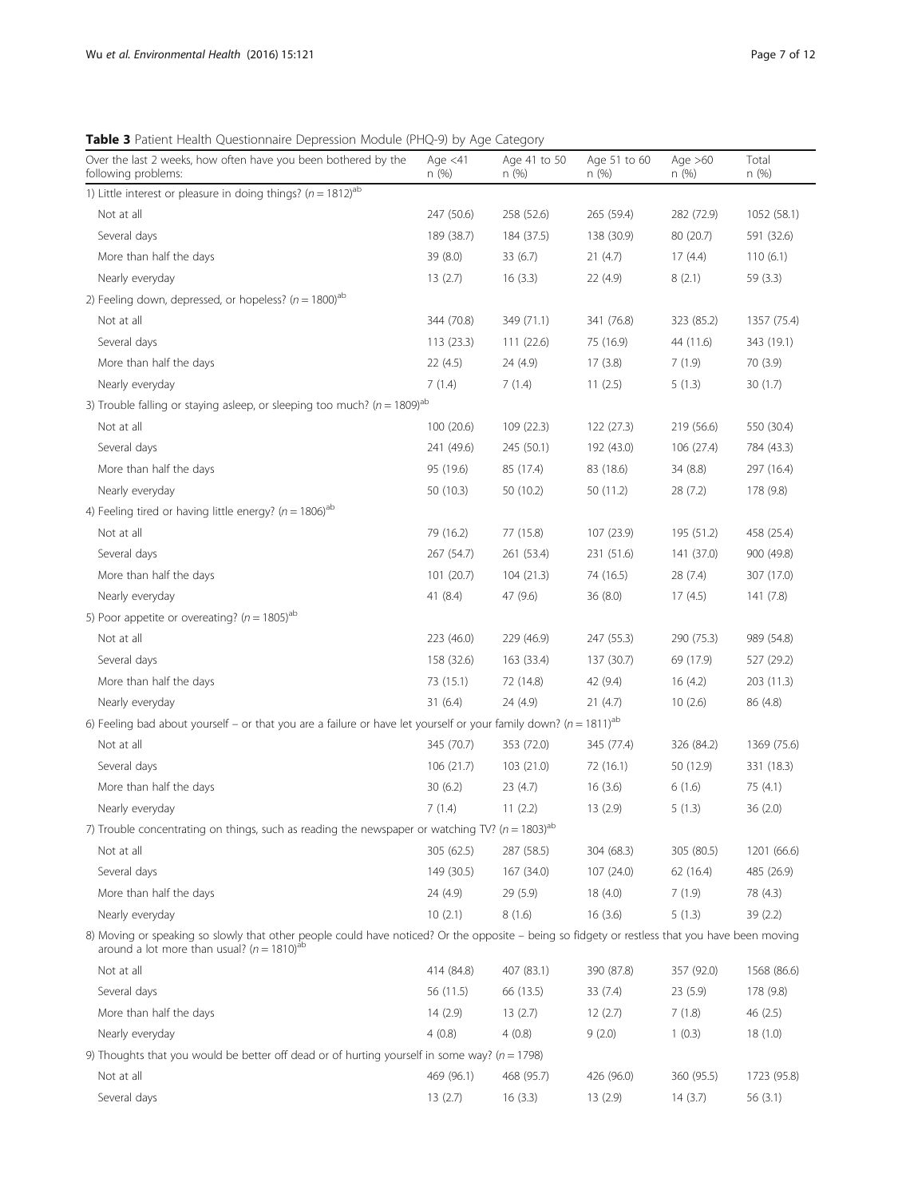**Table 3** Patient Health Questionnaire Depression Module (PHQ-9) by Age Category

| Over the last 2 weeks, how often have you been bothered by the following problems: | Age <41 n (%) | Age 41 to 50 n (%) | Age 51 to 60 n (%) | Age >60 n (%) | Total n (%) |
|---|---|---|---|---|---|
| 1) Little interest or pleasure in doing things? ($n = 1812$)[ab] | | | | | |
| Not at all | 247 (50.6) | 258 (52.6) | 265 (59.4) | 282 (72.9) | 1052 (58.1) |
| Several days | 189 (38.7) | 184 (37.5) | 138 (30.9) | 80 (20.7) | 591 (32.6) |
| More than half the days | 39 (8.0) | 33 (6.7) | 21 (4.7) | 17 (4.4) | 110 (6.1) |
| Nearly everyday | 13 (2.7) | 16 (3.3) | 22 (4.9) | 8 (2.1) | 59 (3.3) |
| 2) Feeling down, depressed, or hopeless? ($n = 1800$)[ab] | | | | | |
| Not at all | 344 (70.8) | 349 (71.1) | 341 (76.8) | 323 (85.2) | 1357 (75.4) |
| Several days | 113 (23.3) | 111 (22.6) | 75 (16.9) | 44 (11.6) | 343 (19.1) |
| More than half the days | 22 (4.5) | 24 (4.9) | 17 (3.8) | 7 (1.9) | 70 (3.9) |
| Nearly everyday | 7 (1.4) | 7 (1.4) | 11 (2.5) | 5 (1.3) | 30 (1.7) |
| 3) Trouble falling or staying asleep, or sleeping too much? ($n = 1809$)[ab] | | | | | |
| Not at all | 100 (20.6) | 109 (22.3) | 122 (27.3) | 219 (56.6) | 550 (30.4) |
| Several days | 241 (49.6) | 245 (50.1) | 192 (43.0) | 106 (27.4) | 784 (43.3) |
| More than half the days | 95 (19.6) | 85 (17.4) | 83 (18.6) | 34 (8.8) | 297 (16.4) |
| Nearly everyday | 50 (10.3) | 50 (10.2) | 50 (11.2) | 28 (7.2) | 178 (9.8) |
| 4) Feeling tired or having little energy? ($n = 1806$)[ab] | | | | | |
| Not at all | 79 (16.2) | 77 (15.8) | 107 (23.9) | 195 (51.2) | 458 (25.4) |
| Several days | 267 (54.7) | 261 (53.4) | 231 (51.6) | 141 (37.0) | 900 (49.8) |
| More than half the days | 101 (20.7) | 104 (21.3) | 74 (16.5) | 28 (7.4) | 307 (17.0) |
| Nearly everyday | 41 (8.4) | 47 (9.6) | 36 (8.0) | 17 (4.5) | 141 (7.8) |
| 5) Poor appetite or overeating? ($n = 1805$)[ab] | | | | | |
| Not at all | 223 (46.0) | 229 (46.9) | 247 (55.3) | 290 (75.3) | 989 (54.8) |
| Several days | 158 (32.6) | 163 (33.4) | 137 (30.7) | 69 (17.9) | 527 (29.2) |
| More than half the days | 73 (15.1) | 72 (14.8) | 42 (9.4) | 16 (4.2) | 203 (11.3) |
| Nearly everyday | 31 (6.4) | 24 (4.9) | 21 (4.7) | 10 (2.6) | 86 (4.8) |
| 6) Feeling bad about yourself – or that you are a failure or have let yourself or your family down? ($n = 1811$)[ab] | | | | | |
| Not at all | 345 (70.7) | 353 (72.0) | 345 (77.4) | 326 (84.2) | 1369 (75.6) |
| Several days | 106 (21.7) | 103 (21.0) | 72 (16.1) | 50 (12.9) | 331 (18.3) |
| More than half the days | 30 (6.2) | 23 (4.7) | 16 (3.6) | 6 (1.6) | 75 (4.1) |
| Nearly everyday | 7 (1.4) | 11 (2.2) | 13 (2.9) | 5 (1.3) | 36 (2.0) |
| 7) Trouble concentrating on things, such as reading the newspaper or watching TV? ($n = 1803$)[ab] | | | | | |
| Not at all | 305 (62.5) | 287 (58.5) | 304 (68.3) | 305 (80.5) | 1201 (66.6) |
| Several days | 149 (30.5) | 167 (34.0) | 107 (24.0) | 62 (16.4) | 485 (26.9) |
| More than half the days | 24 (4.9) | 29 (5.9) | 18 (4.0) | 7 (1.9) | 78 (4.3) |
| Nearly everyday | 10 (2.1) | 8 (1.6) | 16 (3.6) | 5 (1.3) | 39 (2.2) |
| 8) Moving or speaking so slowly that other people could have noticed? Or the opposite – being so fidgety or restless that you have been moving around a lot more than usual? ($n = 1810$)[ab] | | | | | |
| Not at all | 414 (84.8) | 407 (83.1) | 390 (87.8) | 357 (92.0) | 1568 (86.6) |
| Several days | 56 (11.5) | 66 (13.5) | 33 (7.4) | 23 (5.9) | 178 (9.8) |
| More than half the days | 14 (2.9) | 13 (2.7) | 12 (2.7) | 7 (1.8) | 46 (2.5) |
| Nearly everyday | 4 (0.8) | 4 (0.8) | 9 (2.0) | 1 (0.3) | 18 (1.0) |
| 9) Thoughts that you would be better off dead or of hurting yourself in some way? ($n = 1798$) | | | | | |
| Not at all | 469 (96.1) | 468 (95.7) | 426 (96.0) | 360 (95.5) | 1723 (95.8) |
| Several days | 13 (2.7) | 16 (3.3) | 13 (2.9) | 14 (3.7) | 56 (3.1) |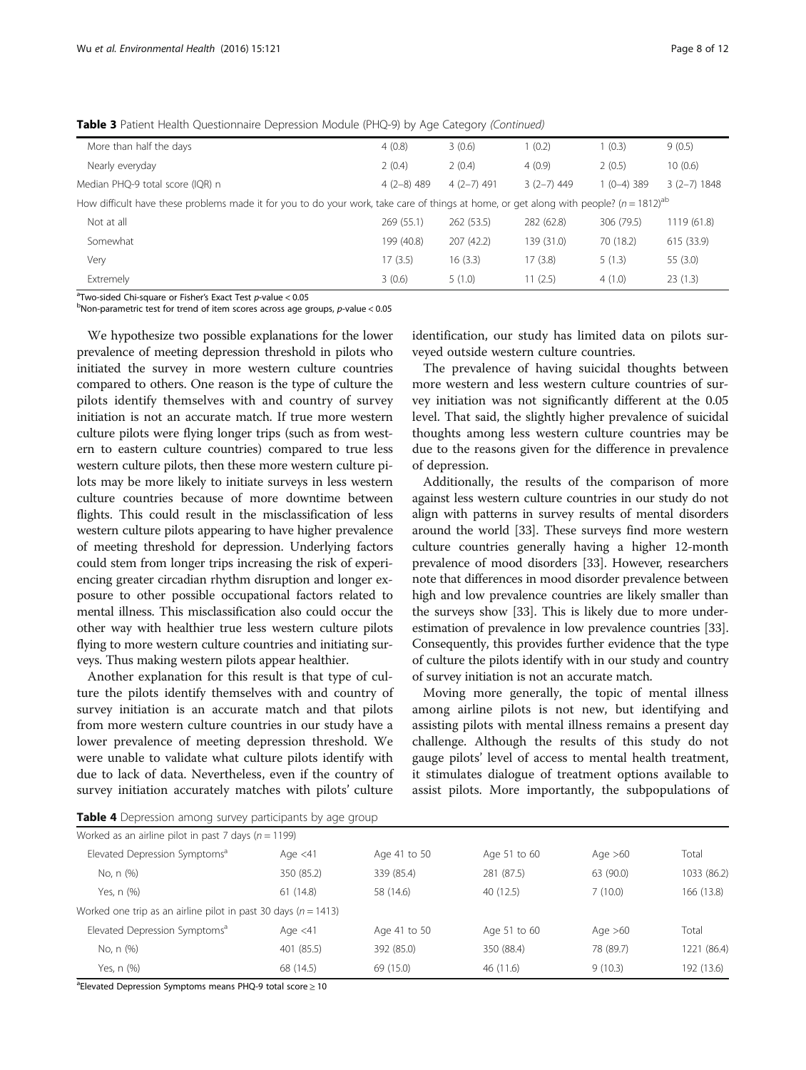**Table 3** Patient Health Questionnaire Depression Module (PHQ-9) by Age Category *(Continued)*

| | | | | | |
|---|---|---|---|---|---|
| More than half the days | 4 (0.8) | 3 (0.6) | 1 (0.2) | 1 (0.3) | 9 (0.5) |
| Nearly everyday | 2 (0.4) | 2 (0.4) | 4 (0.9) | 2 (0.5) | 10 (0.6) |
| Median PHQ-9 total score (IQR) n | 4 (2–8) 489 | 4 (2–7) 491 | 3 (2–7) 449 | 1 (0–4) 389 | 3 (2–7) 1848 |
| How difficult have these problems made it for you to do your work, take care of things at home, or get along with people? ($n = 1812$)[ab] | | | | | |
| Not at all | 269 (55.1) | 262 (53.5) | 282 (62.8) | 306 (79.5) | 1119 (61.8) |
| Somewhat | 199 (40.8) | 207 (42.2) | 139 (31.0) | 70 (18.2) | 615 (33.9) |
| Very | 17 (3.5) | 16 (3.3) | 17 (3.8) | 5 (1.3) | 55 (3.0) |
| Extremely | 3 (0.6) | 5 (1.0) | 11 (2.5) | 4 (1.0) | 23 (1.3) |

[a]Two-sided Chi-square or Fisher's Exact Test *p*-value < 0.05
[b]Non-parametric test for trend of item scores across age groups, *p*-value < 0.05

We hypothesize two possible explanations for the lower prevalence of meeting depression threshold in pilots who initiated the survey in more western culture countries compared to others. One reason is the type of culture the pilots identify themselves with and country of survey initiation is not an accurate match. If true more western culture pilots were flying longer trips (such as from western to eastern culture countries) compared to true less western culture pilots, then these more western culture pilots may be more likely to initiate surveys in less western culture countries because of more downtime between flights. This could result in the misclassification of less western culture pilots appearing to have higher prevalence of meeting threshold for depression. Underlying factors could stem from longer trips increasing the risk of experiencing greater circadian rhythm disruption and longer exposure to other possible occupational factors related to mental illness. This misclassification also could occur the other way with healthier true less western culture pilots flying to more western culture countries and initiating surveys. Thus making western pilots appear healthier.

Another explanation for this result is that type of culture the pilots identify themselves with and country of survey initiation is an accurate match and that pilots from more western culture countries in our study have a lower prevalence of meeting depression threshold. We were unable to validate what culture pilots identify with due to lack of data. Nevertheless, even if the country of survey initiation accurately matches with pilots' culture identification, our study has limited data on pilots surveyed outside western culture countries.

The prevalence of having suicidal thoughts between more western and less western culture countries of survey initiation was not significantly different at the 0.05 level. That said, the slightly higher prevalence of suicidal thoughts among less western culture countries may be due to the reasons given for the difference in prevalence of depression.

Additionally, the results of the comparison of more against less western culture countries in our study do not align with patterns in survey results of mental disorders around the world [33]. These surveys find more western culture countries generally having a higher 12-month prevalence of mood disorders [33]. However, researchers note that differences in mood disorder prevalence between high and low prevalence countries are likely smaller than the surveys show [33]. This is likely due to more underestimation of prevalence in low prevalence countries [33]. Consequently, this provides further evidence that the type of culture the pilots identify with in our study and country of survey initiation is not an accurate match.

Moving more generally, the topic of mental illness among airline pilots is not new, but identifying and assisting pilots with mental illness remains a present day challenge. Although the results of this study do not gauge pilots' level of access to mental health treatment, it stimulates dialogue of treatment options available to assist pilots. More importantly, the subpopulations of

**Table 4** Depression among survey participants by age group

| Worked as an airline pilot in past 7 days ($n = 1199$) | | | | | |
|---|---|---|---|---|---|
| Elevated Depression Symptoms[a] | Age <41 | Age 41 to 50 | Age 51 to 60 | Age >60 | Total |
| No, n (%) | 350 (85.2) | 339 (85.4) | 281 (87.5) | 63 (90.0) | 1033 (86.2) |
| Yes, n (%) | 61 (14.8) | 58 (14.6) | 40 (12.5) | 7 (10.0) | 166 (13.8) |
| Worked one trip as an airline pilot in past 30 days ($n = 1413$) | | | | | |
| Elevated Depression Symptoms[a] | Age <41 | Age 41 to 50 | Age 51 to 60 | Age >60 | Total |
| No, n (%) | 401 (85.5) | 392 (85.0) | 350 (88.4) | 78 (89.7) | 1221 (86.4) |
| Yes, n (%) | 68 (14.5) | 69 (15.0) | 46 (11.6) | 9 (10.3) | 192 (13.6) |

[a]Elevated Depression Symptoms means PHQ-9 total score ≥ 10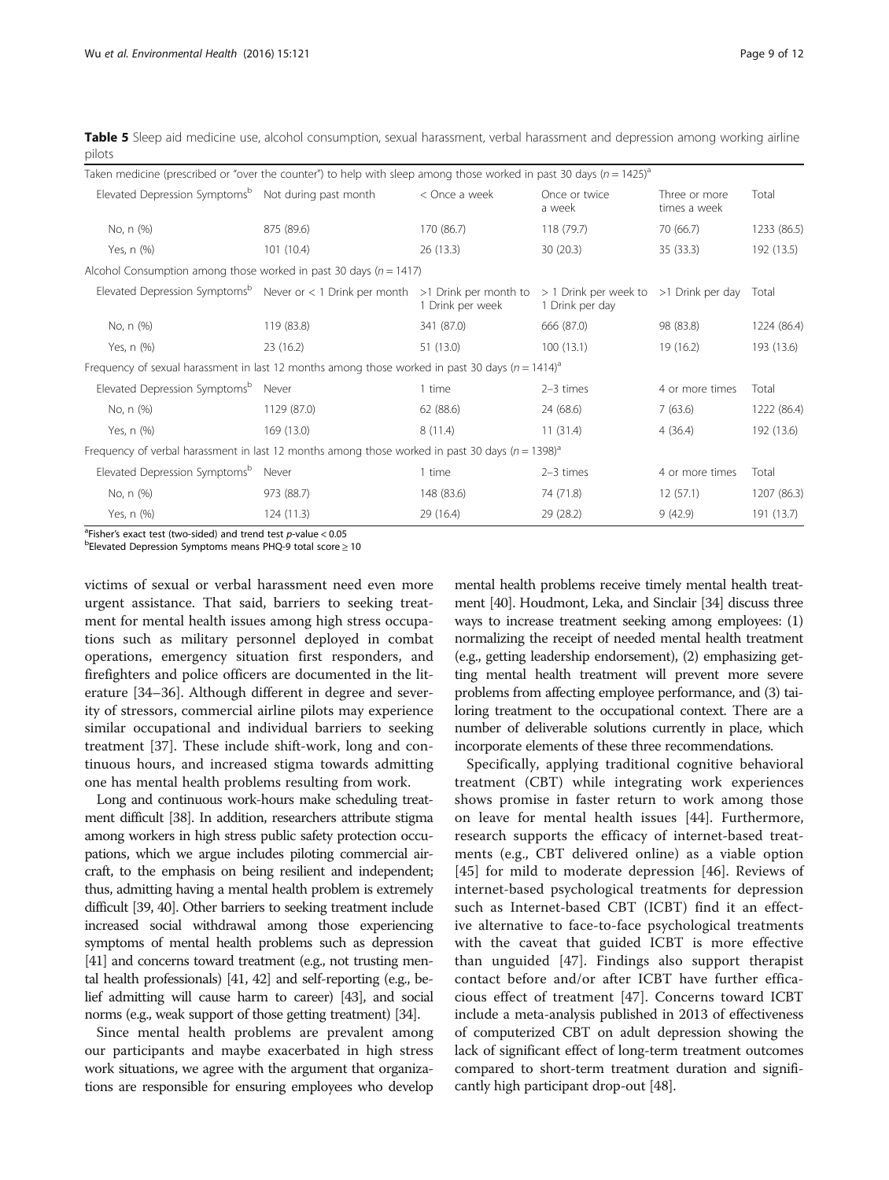**Table 5** Sleep aid medicine use, alcohol consumption, sexual harassment, verbal harassment and depression among working airline pilots

| Taken medicine (prescribed or "over the counter") to help with sleep among those worked in past 30 days ($n = 1425$)[a] | | | | | |
|---|---|---|---|---|---|
| Elevated Depression Symptoms[b] | Not during past month | < Once a week | Once or twice a week | Three or more times a week | Total |
| No, n (%) | 875 (89.6) | 170 (86.7) | 118 (79.7) | 70 (66.7) | 1233 (86.5) |
| Yes, n (%) | 101 (10.4) | 26 (13.3) | 30 (20.3) | 35 (33.3) | 192 (13.5) |
| **Alcohol Consumption among those worked in past 30 days ($n = 1417$)** | | | | | |
| Elevated Depression Symptoms[b] | Never or < 1 Drink per month | >1 Drink per month to 1 Drink per week | > 1 Drink per week to 1 Drink per day | >1 Drink per day | Total |
| No, n (%) | 119 (83.8) | 341 (87.0) | 666 (87.0) | 98 (83.8) | 1224 (86.4) |
| Yes, n (%) | 23 (16.2) | 51 (13.0) | 100 (13.1) | 19 (16.2) | 193 (13.6) |
| **Frequency of sexual harassment in last 12 months among those worked in past 30 days ($n = 1414$)[a]** | | | | | |
| Elevated Depression Symptoms[b] | Never | 1 time | 2–3 times | 4 or more times | Total |
| No, n (%) | 1129 (87.0) | 62 (88.6) | 24 (68.6) | 7 (63.6) | 1222 (86.4) |
| Yes, n (%) | 169 (13.0) | 8 (11.4) | 11 (31.4) | 4 (36.4) | 192 (13.6) |
| **Frequency of verbal harassment in last 12 months among those worked in past 30 days ($n = 1398$)[a]** | | | | | |
| Elevated Depression Symptoms[b] | Never | 1 time | 2–3 times | 4 or more times | Total |
| No, n (%) | 973 (88.7) | 148 (83.6) | 74 (71.8) | 12 (57.1) | 1207 (86.3) |
| Yes, n (%) | 124 (11.3) | 29 (16.4) | 29 (28.2) | 9 (42.9) | 191 (13.7) |

[a]Fisher's exact test (two-sided) and trend test $p$-value < 0.05
[b]Elevated Depression Symptoms means PHQ-9 total score ≥ 10

victims of sexual or verbal harassment need even more urgent assistance. That said, barriers to seeking treatment for mental health issues among high stress occupations such as military personnel deployed in combat operations, emergency situation first responders, and firefighters and police officers are documented in the literature [34–36]. Although different in degree and severity of stressors, commercial airline pilots may experience similar occupational and individual barriers to seeking treatment [37]. These include shift-work, long and continuous hours, and increased stigma towards admitting one has mental health problems resulting from work.

Long and continuous work-hours make scheduling treatment difficult [38]. In addition, researchers attribute stigma among workers in high stress public safety protection occupations, which we argue includes piloting commercial aircraft, to the emphasis on being resilient and independent; thus, admitting having a mental health problem is extremely difficult [39, 40]. Other barriers to seeking treatment include increased social withdrawal among those experiencing symptoms of mental health problems such as depression [41] and concerns toward treatment (e.g., not trusting mental health professionals) [41, 42] and self-reporting (e.g., belief admitting will cause harm to career) [43], and social norms (e.g., weak support of those getting treatment) [34].

Since mental health problems are prevalent among our participants and maybe exacerbated in high stress work situations, we agree with the argument that organizations are responsible for ensuring employees who develop mental health problems receive timely mental health treatment [40]. Houdmont, Leka, and Sinclair [34] discuss three ways to increase treatment seeking among employees: (1) normalizing the receipt of needed mental health treatment (e.g., getting leadership endorsement), (2) emphasizing getting mental health treatment will prevent more severe problems from affecting employee performance, and (3) tailoring treatment to the occupational context. There are a number of deliverable solutions currently in place, which incorporate elements of these three recommendations.

Specifically, applying traditional cognitive behavioral treatment (CBT) while integrating work experiences shows promise in faster return to work among those on leave for mental health issues [44]. Furthermore, research supports the efficacy of internet-based treatments (e.g., CBT delivered online) as a viable option [45] for mild to moderate depression [46]. Reviews of internet-based psychological treatments for depression such as Internet-based CBT (ICBT) find it an effective alternative to face-to-face psychological treatments with the caveat that guided ICBT is more effective than unguided [47]. Findings also support therapist contact before and/or after ICBT have further efficacious effect of treatment [47]. Concerns toward ICBT include a meta-analysis published in 2013 of effectiveness of computerized CBT on adult depression showing the lack of significant effect of long-term treatment outcomes compared to short-term treatment duration and significantly high participant drop-out [48].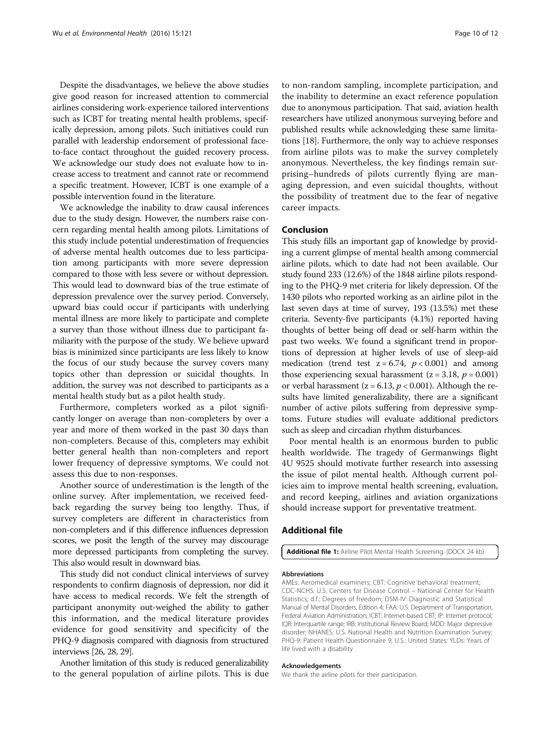Despite the disadvantages, we believe the above studies give good reason for increased attention to commercial airlines considering work-experience tailored interventions such as ICBT for treating mental health problems, specifically depression, among pilots. Such initiatives could run parallel with leadership endorsement of professional face-to-face contact throughout the guided recovery process. We acknowledge our study does not evaluate how to increase access to treatment and cannot rate or recommend a specific treatment. However, ICBT is one example of a possible intervention found in the literature.

We acknowledge the inability to draw causal inferences due to the study design. However, the numbers raise concern regarding mental health among pilots. Limitations of this study include potential underestimation of frequencies of adverse mental health outcomes due to less participation among participants with more severe depression compared to those with less severe or without depression. This would lead to downward bias of the true estimate of depression prevalence over the survey period. Conversely, upward bias could occur if participants with underlying mental illness are more likely to participate and complete a survey than those without illness due to participant familiarity with the purpose of the study. We believe upward bias is minimized since participants are less likely to know the focus of our study because the survey covers many topics other than depression or suicidal thoughts. In addition, the survey was not described to participants as a mental health study but as a pilot health study.

Furthermore, completers worked as a pilot significantly longer on average than non-completers by over a year and more of them worked in the past 30 days than non-completers. Because of this, completers may exhibit better general health than non-completers and report lower frequency of depressive symptoms. We could not assess this due to non-responses.

Another source of underestimation is the length of the online survey. After implementation, we received feedback regarding the survey being too lengthy. Thus, if survey completers are different in characteristics from non-completers and if this difference influences depression scores, we posit the length of the survey may discourage more depressed participants from completing the survey. This also would result in downward bias.

This study did not conduct clinical interviews of survey respondents to confirm diagnosis of depression, nor did it have access to medical records. We felt the strength of participant anonymity out-weighed the ability to gather this information, and the medical literature provides evidence for good sensitivity and specificity of the PHQ-9 diagnosis compared with diagnosis from structured interviews [26, 28, 29].

Another limitation of this study is reduced generalizability to the general population of airline pilots. This is due to non-random sampling, incomplete participation, and the inability to determine an exact reference population due to anonymous participation. That said, aviation health researchers have utilized anonymous surveying before and published results while acknowledging these same limitations [18]. Furthermore, the only way to achieve responses from airline pilots was to make the survey completely anonymous. Nevertheless, the key findings remain surprising–hundreds of pilots currently flying are managing depression, and even suicidal thoughts, without the possibility of treatment due to the fear of negative career impacts.

## Conclusion

This study fills an important gap of knowledge by providing a current glimpse of mental health among commercial airline pilots, which to date had not been available. Our study found 233 (12.6%) of the 1848 airline pilots responding to the PHQ-9 met criteria for likely depression. Of the 1430 pilots who reported working as an airline pilot in the last seven days at time of survey, 193 (13.5%) met these criteria. Seventy-five participants (4.1%) reported having thoughts of better being off dead or self-harm within the past two weeks. We found a significant trend in proportions of depression at higher levels of use of sleep-aid medication (trend test $z = 6.74$, $p < 0.001$) and among those experiencing sexual harassment ($z = 3.18$, $p = 0.001$) or verbal harassment ($z = 6.13$, $p < 0.001$). Although the results have limited generalizability, there are a significant number of active pilots suffering from depressive symptoms. Future studies will evaluate additional predictors such as sleep and circadian rhythm disturbances.

Poor mental health is an enormous burden to public health worldwide. The tragedy of Germanwings flight 4U 9525 should motivate further research into assessing the issue of pilot mental health. Although current policies aim to improve mental health screening, evaluation, and record keeping, airlines and aviation organizations should increase support for preventative treatment.

## Additional file

**Additional file 1:** Airline Pilot Mental Health Screening. (DOCX 24 kb)

#### Abbreviations

AMEs: Aeromedical examiners; CBT: Cognitive behavioral treatment; CDC-NCHS: U.S. Centers for Disease Control – National Center for Health Statistics; d.f.: Degrees of freedom; DSM-IV: Diagnostic and Statistical Manual of Mental Disorders, Edition 4; FAA: U.S. Department of Transportation, Federal Aviation Administration; ICBT: Internet-based CBT; IP: Internet protocol; IQR: Interquartile range; IRB: Institutional Review Board; MDD: Major depressive disorder; NHANES: U.S. National Health and Nutrition Examination Survey; PHQ-9: Patient Health Questionnaire 9; U.S.: United States; YLDs: Years of life lived with a disability

#### Acknowledgements

We thank the airline pilots for their participation.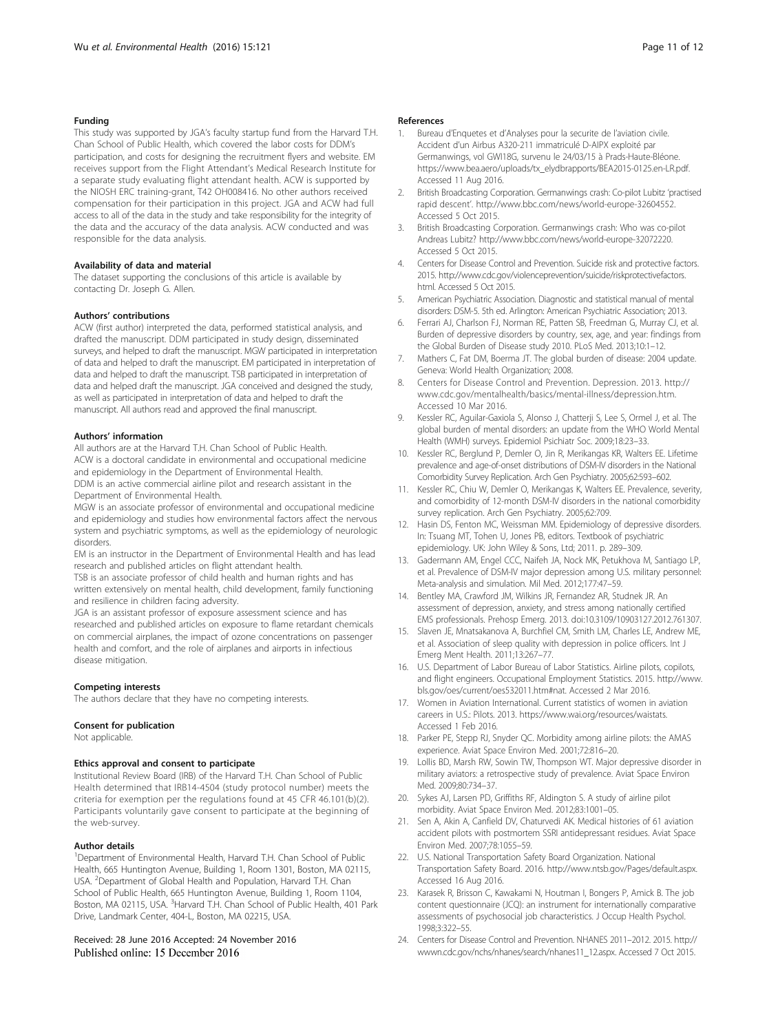#### Funding

This study was supported by JGA's faculty startup fund from the Harvard T.H. Chan School of Public Health, which covered the labor costs for DDM's participation, and costs for designing the recruitment flyers and website. EM receives support from the Flight Attendant's Medical Research Institute for a separate study evaluating flight attendant health. ACW is supported by the NIOSH ERC training-grant, T42 OH008416. No other authors received compensation for their participation in this project. JGA and ACW had full access to all of the data in the study and take responsibility for the integrity of the data and the accuracy of the data analysis. ACW conducted and was responsible for the data analysis.

#### Availability of data and material

The dataset supporting the conclusions of this article is available by contacting Dr. Joseph G. Allen.

#### Authors' contributions

ACW (first author) interpreted the data, performed statistical analysis, and drafted the manuscript. DDM participated in study design, disseminated surveys, and helped to draft the manuscript. MGW participated in interpretation of data and helped to draft the manuscript. EM participated in interpretation of data and helped to draft the manuscript. TSB participated in interpretation of data and helped draft the manuscript. JGA conceived and designed the study, as well as participated in interpretation of data and helped to draft the manuscript. All authors read and approved the final manuscript.

#### Authors' information

All authors are at the Harvard T.H. Chan School of Public Health.
ACW is a doctoral candidate in environmental and occupational medicine and epidemiology in the Department of Environmental Health.
DDM is an active commercial airline pilot and research assistant in the Department of Environmental Health.
MGW is an associate professor of environmental and occupational medicine and epidemiology and studies how environmental factors affect the nervous system and psychiatric symptoms, as well as the epidemiology of neurologic disorders.
EM is an instructor in the Department of Environmental Health and has lead research and published articles on flight attendant health.
TSB is an associate professor of child health and human rights and has written extensively on mental health, child development, family functioning and resilience in children facing adversity.
JGA is an assistant professor of exposure assessment science and has researched and published articles on exposure to flame retardant chemicals on commercial airplanes, the impact of ozone concentrations on passenger health and comfort, and the role of airplanes and airports in infectious disease mitigation.

#### Competing interests

The authors declare that they have no competing interests.

#### Consent for publication

Not applicable.

#### Ethics approval and consent to participate

Institutional Review Board (IRB) of the Harvard T.H. Chan School of Public Health determined that IRB14-4504 (study protocol number) meets the criteria for exemption per the regulations found at 45 CFR 46.101(b)(2). Participants voluntarily gave consent to participate at the beginning of the web-survey.

#### Author details

[1]Department of Environmental Health, Harvard T.H. Chan School of Public Health, 665 Huntington Avenue, Building 1, Room 1301, Boston, MA 02115, USA. [2]Department of Global Health and Population, Harvard T.H. Chan School of Public Health, 665 Huntington Avenue, Building 1, Room 1104, Boston, MA 02115, USA. [3]Harvard T.H. Chan School of Public Health, 401 Park Drive, Landmark Center, 404-L, Boston, MA 02215, USA.

Received: 28 June 2016 Accepted: 24 November 2016
Published online: 15 December 2016

#### References

1. Bureau d'Enquetes et d'Analyses pour la securite de l'aviation civile. Accident d'un Airbus A320-211 immatriculé D-AIPX exploité par Germanwings, vol GWI18G, survenu le 24/03/15 à Prads-Haute-Bléone. https://www.bea.aero/uploads/tx_elydbrapports/BEA2015-0125.en-LR.pdf. Accessed 11 Aug 2016.
2. British Broadcasting Corporation. Germanwings crash: Co-pilot Lubitz 'practised rapid descent'. http://www.bbc.com/news/world-europe-32604552. Accessed 5 Oct 2015.
3. British Broadcasting Corporation. Germanwings crash: Who was co-pilot Andreas Lubitz? http://www.bbc.com/news/world-europe-32072220. Accessed 5 Oct 2015.
4. Centers for Disease Control and Prevention. Suicide risk and protective factors. 2015. http://www.cdc.gov/violenceprevention/suicide/riskprotectivefactors.html. Accessed 5 Oct 2015.
5. American Psychiatric Association. Diagnostic and statistical manual of mental disorders: DSM-5. 5th ed. Arlington: American Psychiatric Association; 2013.
6. Ferrari AJ, Charlson FJ, Norman RE, Patten SB, Freedman G, Murray CJ, et al. Burden of depressive disorders by country, sex, age, and year: findings from the Global Burden of Disease study 2010. PLoS Med. 2013;10:1–12.
7. Mathers C, Fat DM, Boerma JT. The global burden of disease: 2004 update. Geneva: World Health Organization; 2008.
8. Centers for Disease Control and Prevention. Depression. 2013. http://www.cdc.gov/mentalhealth/basics/mental-illness/depression.htm. Accessed 10 Mar 2016.
9. Kessler RC, Aguilar-Gaxiola S, Alonso J, Chatterji S, Lee S, Ormel J, et al. The global burden of mental disorders: an update from the WHO World Mental Health (WMH) surveys. Epidemiol Psichiatr Soc. 2009;18:23–33.
10. Kessler RC, Berglund P, Demler O, Jin R, Merikangas KR, Walters EE. Lifetime prevalence and age-of-onset distributions of DSM-IV disorders in the National Comorbidity Survey Replication. Arch Gen Psychiatry. 2005;62:593–602.
11. Kessler RC, Chiu W, Demler O, Merikangas K, Walters EE. Prevalence, severity, and comorbidity of 12-month DSM-IV disorders in the national comorbidity survey replication. Arch Gen Psychiatry. 2005;62:709.
12. Hasin DS, Fenton MC, Weissman MM. Epidemiology of depressive disorders. In: Tsuang MT, Tohen U, Jones PB, editors. Textbook of psychiatric epidemiology. UK: John Wiley & Sons, Ltd; 2011. p. 289–309.
13. Gadermann AM, Engel CCC, Naifeh JA, Nock MK, Petukhova M, Santiago LP, et al. Prevalence of DSM-IV major depression among U.S. military personnel: Meta-analysis and simulation. Mil Med. 2012;177:47–59.
14. Bentley MA, Crawford JM, Wilkins JR, Fernandez AR, Studnek JR. An assessment of depression, anxiety, and stress among nationally certified EMS professionals. Prehosp Emerg. 2013. doi:10.3109/10903127.2012.761307.
15. Slaven JE, Mnatsakanova A, Burchfiel CM, Smith LM, Charles LE, Andrew ME, et al. Association of sleep quality with depression in police officers. Int J Emerg Ment Health. 2011;13:267–77.
16. U.S. Department of Labor Bureau of Labor Statistics. Airline pilots, copilots, and flight engineers. Occupational Employment Statistics. 2015. http://www.bls.gov/oes/current/oes532011.htm#nat. Accessed 2 Mar 2016.
17. Women in Aviation International. Current statistics of women in aviation careers in U.S.: Pilots. 2013. https://www.wai.org/resources/waistats. Accessed 1 Feb 2016.
18. Parker PE, Stepp RJ, Snyder QC. Morbidity among airline pilots: the AMAS experience. Aviat Space Environ Med. 2001;72:816–20.
19. Lollis BD, Marsh RW, Sowin TW, Thompson WT. Major depressive disorder in military aviators: a retrospective study of prevalence. Aviat Space Environ Med. 2009;80:734–37.
20. Sykes AJ, Larsen PD, Griffiths RF, Aldington S. A study of airline pilot morbidity. Aviat Space Environ Med. 2012;83:1001–05.
21. Sen A, Akin A, Canfield DV, Chaturvedi AK. Medical histories of 61 aviation accident pilots with postmortem SSRI antidepressant residues. Aviat Space Environ Med. 2007;78:1055–59.
22. U.S. National Transportation Safety Board Organization. National Transportation Safety Board. 2016. http://www.ntsb.gov/Pages/default.aspx. Accessed 16 Aug 2016.
23. Karasek R, Brisson C, Kawakami N, Houtman I, Bongers P, Amick B. The job content questionnaire (JCQ): an instrument for internationally comparative assessments of psychosocial job characteristics. J Occup Health Psychol. 1998;3:322–55.
24. Centers for Disease Control and Prevention. NHANES 2011–2012. 2015. http://wwwn.cdc.gov/nchs/nhanes/search/nhanes11_12.aspx. Accessed 7 Oct 2015.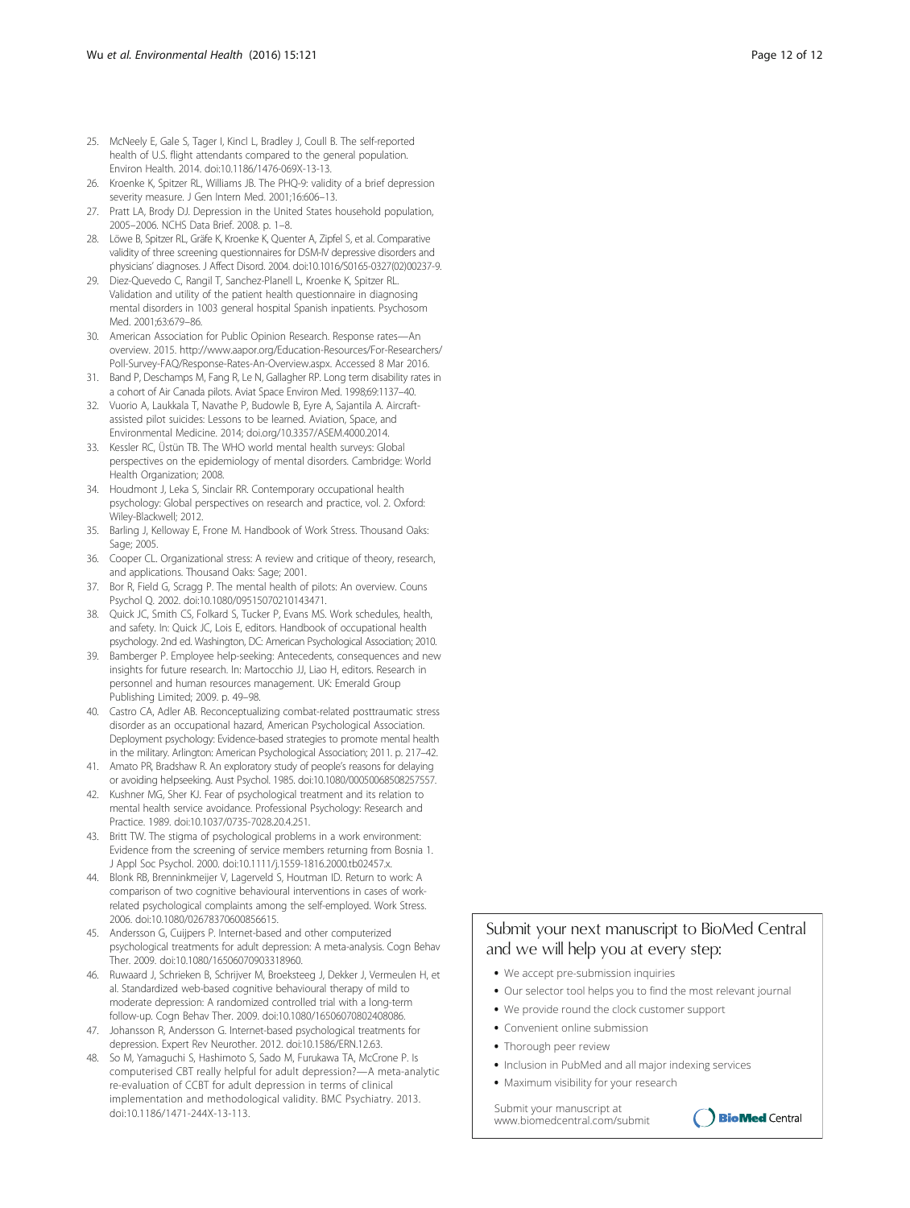25. McNeely E, Gale S, Tager I, Kincl L, Bradley J, Coull B. The self-reported health of U.S. flight attendants compared to the general population. Environ Health. 2014. doi:10.1186/1476-069X-13-13.
26. Kroenke K, Spitzer RL, Williams JB. The PHQ-9: validity of a brief depression severity measure. J Gen Intern Med. 2001;16:606–13.
27. Pratt LA, Brody DJ. Depression in the United States household population, 2005–2006. NCHS Data Brief. 2008. p. 1–8.
28. Löwe B, Spitzer RL, Gräfe K, Kroenke K, Quenter A, Zipfel S, et al. Comparative validity of three screening questionnaires for DSM-IV depressive disorders and physicians' diagnoses. J Affect Disord. 2004. doi:10.1016/S0165-0327(02)00237-9.
29. Diez-Quevedo C, Rangil T, Sanchez-Planell L, Kroenke K, Spitzer RL. Validation and utility of the patient health questionnaire in diagnosing mental disorders in 1003 general hospital Spanish inpatients. Psychosom Med. 2001;63:679–86.
30. American Association for Public Opinion Research. Response rates—An overview. 2015. http://www.aapor.org/Education-Resources/For-Researchers/Poll-Survey-FAQ/Response-Rates-An-Overview.aspx. Accessed 8 Mar 2016.
31. Band P, Deschamps M, Fang R, Le N, Gallagher RP. Long term disability rates in a cohort of Air Canada pilots. Aviat Space Environ Med. 1998;69:1137–40.
32. Vuorio A, Laukkala T, Navathe P, Budowle B, Eyre A, Sajantila A. Aircraft-assisted pilot suicides: Lessons to be learned. Aviation, Space, and Environmental Medicine. 2014; doi.org/10.3357/ASEM.4000.2014.
33. Kessler RC, Üstün TB. The WHO world mental health surveys: Global perspectives on the epidemiology of mental disorders. Cambridge: World Health Organization; 2008.
34. Houdmont J, Leka S, Sinclair RR. Contemporary occupational health psychology: Global perspectives on research and practice, vol. 2. Oxford: Wiley-Blackwell; 2012.
35. Barling J, Kelloway E, Frone M. Handbook of Work Stress. Thousand Oaks: Sage; 2005.
36. Cooper CL. Organizational stress: A review and critique of theory, research, and applications. Thousand Oaks: Sage; 2001.
37. Bor R, Field G, Scragg P. The mental health of pilots: An overview. Couns Psychol Q. 2002. doi:10.1080/09515070210143471.
38. Quick JC, Smith CS, Folkard S, Tucker P, Evans MS. Work schedules, health, and safety. In: Quick JC, Lois E, editors. Handbook of occupational health psychology. 2nd ed. Washington, DC: American Psychological Association; 2010.
39. Bamberger P. Employee help-seeking: Antecedents, consequences and new insights for future research. In: Martocchio JJ, Liao H, editors. Research in personnel and human resources management. UK: Emerald Group Publishing Limited; 2009. p. 49–98.
40. Castro CA, Adler AB. Reconceptualizing combat-related posttraumatic stress disorder as an occupational hazard, American Psychological Association. Deployment psychology: Evidence-based strategies to promote mental health in the military. Arlington: American Psychological Association; 2011. p. 217–42.
41. Amato PR, Bradshaw R. An exploratory study of people's reasons for delaying or avoiding helpseeking. Aust Psychol. 1985. doi:10.1080/00050068508257557.
42. Kushner MG, Sher KJ. Fear of psychological treatment and its relation to mental health service avoidance. Professional Psychology: Research and Practice. 1989. doi:10.1037/0735-7028.20.4.251.
43. Britt TW. The stigma of psychological problems in a work environment: Evidence from the screening of service members returning from Bosnia 1. J Appl Soc Psychol. 2000. doi:10.1111/j.1559-1816.2000.tb02457.x.
44. Blonk RB, Brenninkmeijer V, Lagerveld S, Houtman ID. Return to work: A comparison of two cognitive behavioural interventions in cases of work-related psychological complaints among the self-employed. Work Stress. 2006. doi:10.1080/02678370600856615.
45. Andersson G, Cuijpers P. Internet-based and other computerized psychological treatments for adult depression: A meta-analysis. Cogn Behav Ther. 2009. doi:10.1080/16506070903318960.
46. Ruwaard J, Schrieken B, Schrijver M, Broeksteeg J, Dekker J, Vermeulen H, et al. Standardized web-based cognitive behavioural therapy of mild to moderate depression: A randomized controlled trial with a long-term follow-up. Cogn Behav Ther. 2009. doi:10.1080/16506070802408086.
47. Johansson R, Andersson G. Internet-based psychological treatments for depression. Expert Rev Neurother. 2012. doi:10.1586/ERN.12.63.
48. So M, Yamaguchi S, Hashimoto S, Sado M, Furukawa TA, McCrone P. Is computerised CBT really helpful for adult depression?—A meta-analytic re-evaluation of CCBT for adult depression in terms of clinical implementation and methodological validity. BMC Psychiatry. 2013. doi:10.1186/1471-244X-13-113.

Submit your next manuscript to BioMed Central and we will help you at every step:

- We accept pre-submission inquiries
- Our selector tool helps you to find the most relevant journal
- We provide round the clock customer support
- Convenient online submission
- Thorough peer review
- Inclusion in PubMed and all major indexing services
- Maximum visibility for your research

Submit your manuscript at www.biomedcentral.com/submit

BioMed Central